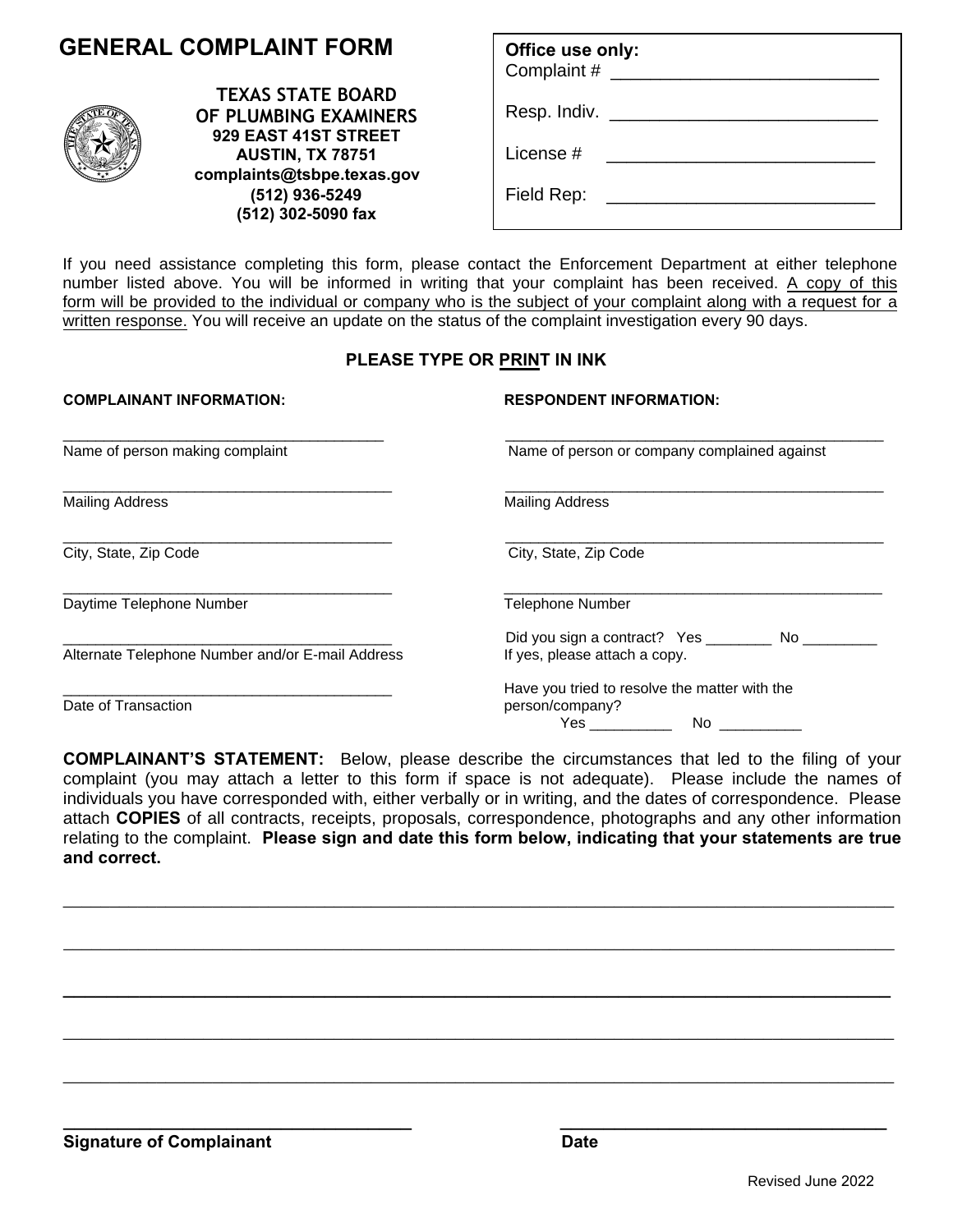# GENERAL COMPLAINT FORM

**TEXAS STATE BOARD OF PLUMBING EXAMINERS**
**929 EAST 41ST STREET**
**AUSTIN, TX 78751**
**complaints@tsbpe.texas.gov**
**(512) 936-5249**
**(512) 302-5090 fax**

**Office use only:**
Complaint # ___________________________
Resp. Indiv. ___________________________
License # ___________________________
Field Rep: ___________________________

If you need assistance completing this form, please contact the Enforcement Department at either telephone number listed above. You will be informed in writing that your complaint has been received. A copy of this form will be provided to the individual or company who is the subject of your complaint along with a request for a written response. You will receive an update on the status of the complaint investigation every 90 days.

**PLEASE TYPE OR PRINT IN INK**

**COMPLAINANT INFORMATION:**

________________________________________
Name of person making complaint

________________________________________
Mailing Address

________________________________________
City, State, Zip Code

________________________________________
Daytime Telephone Number

________________________________________
Alternate Telephone Number and/or E-mail Address

________________________________________
Date of Transaction

**RESPONDENT INFORMATION:**

________________________________________
Name of person or company complained against

________________________________________
Mailing Address

________________________________________
City, State, Zip Code

________________________________________
Telephone Number

Did you sign a contract? Yes ________ No _________
If yes, please attach a copy.

Have you tried to resolve the matter with the person/company?
Yes __________ No __________

**COMPLAINANT'S STATEMENT:** Below, please describe the circumstances that led to the filing of your complaint (you may attach a letter to this form if space is not adequate). Please include the names of individuals you have corresponded with, either verbally or in writing, and the dates of correspondence. Please attach **COPIES** of all contracts, receipts, proposals, correspondence, photographs and any other information relating to the complaint. **Please sign and date this form below, indicating that your statements are true and correct.**

________________________________________________________________________________

________________________________________________________________________________

________________________________________________________________________________

________________________________________________________________________________

________________________________________________________________________________

____________________________________ ____________________________________
**Signature of Complainant** **Date**

Revised June 2022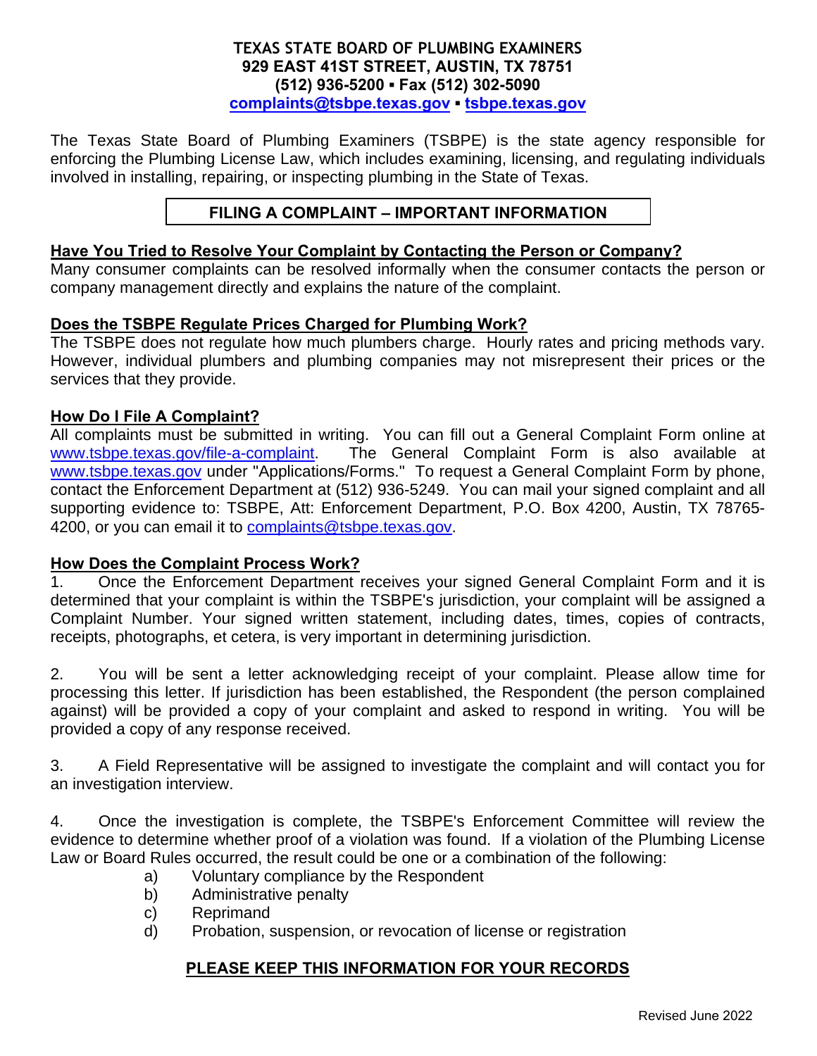**TEXAS STATE BOARD OF PLUMBING EXAMINERS**
**929 EAST 41ST STREET, AUSTIN, TX 78751**
**(512) 936-5200 ▪ Fax (512) 302-5090**
**complaints@tsbpe.texas.gov ▪ tsbpe.texas.gov**

The Texas State Board of Plumbing Examiners (TSBPE) is the state agency responsible for enforcing the Plumbing License Law, which includes examining, licensing, and regulating individuals involved in installing, repairing, or inspecting plumbing in the State of Texas.

## FILING A COMPLAINT – IMPORTANT INFORMATION

### Have You Tried to Resolve Your Complaint by Contacting the Person or Company?

Many consumer complaints can be resolved informally when the consumer contacts the person or company management directly and explains the nature of the complaint.

### Does the TSBPE Regulate Prices Charged for Plumbing Work?

The TSBPE does not regulate how much plumbers charge. Hourly rates and pricing methods vary. However, individual plumbers and plumbing companies may not misrepresent their prices or the services that they provide.

### How Do I File A Complaint?

All complaints must be submitted in writing. You can fill out a General Complaint Form online at www.tsbpe.texas.gov/file-a-complaint. The General Complaint Form is also available at www.tsbpe.texas.gov under "Applications/Forms." To request a General Complaint Form by phone, contact the Enforcement Department at (512) 936-5249. You can mail your signed complaint and all supporting evidence to: TSBPE, Att: Enforcement Department, P.O. Box 4200, Austin, TX 78765-4200, or you can email it to complaints@tsbpe.texas.gov.

### How Does the Complaint Process Work?

1. Once the Enforcement Department receives your signed General Complaint Form and it is determined that your complaint is within the TSBPE's jurisdiction, your complaint will be assigned a Complaint Number. Your signed written statement, including dates, times, copies of contracts, receipts, photographs, et cetera, is very important in determining jurisdiction.

2. You will be sent a letter acknowledging receipt of your complaint. Please allow time for processing this letter. If jurisdiction has been established, the Respondent (the person complained against) will be provided a copy of your complaint and asked to respond in writing. You will be provided a copy of any response received.

3. A Field Representative will be assigned to investigate the complaint and will contact you for an investigation interview.

4. Once the investigation is complete, the TSBPE's Enforcement Committee will review the evidence to determine whether proof of a violation was found. If a violation of the Plumbing License Law or Board Rules occurred, the result could be one or a combination of the following:
   a) Voluntary compliance by the Respondent
   b) Administrative penalty
   c) Reprimand
   d) Probation, suspension, or revocation of license or registration

**PLEASE KEEP THIS INFORMATION FOR YOUR RECORDS**

Revised June 2022